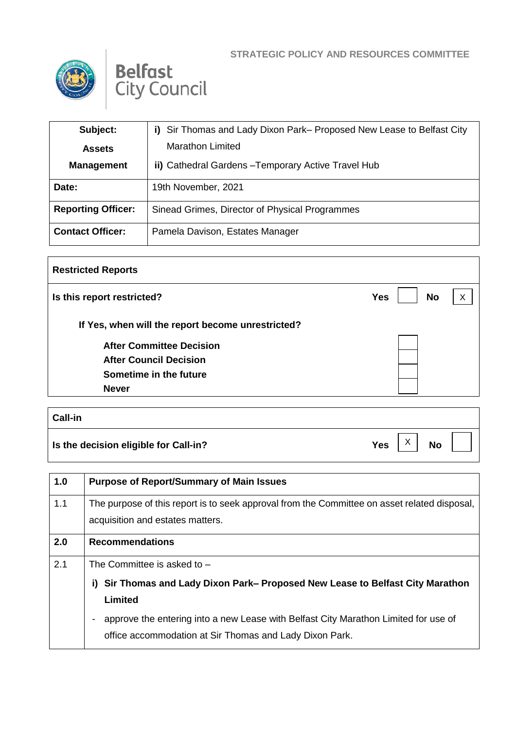STRATEGIC POLICY AND RESOURCES COMMITTEE

Belfast City Council

| **Subject:** **Assets Management** | **i)** Sir Thomas and Lady Dixon Park– Proposed New Lease to Belfast City Marathon Limited<br>**ii)** Cathedral Gardens –Temporary Active Travel Hub |
|---|---|
| **Date:** | 19th November, 2021 |
| **Reporting Officer:** | Sinead Grimes, Director of Physical Programmes |
| **Contact Officer:** | Pamela Davison, Estates Manager |

| **Restricted Reports** | | | | |
|---|---|---|---|---|
| **Is this report restricted?** | **Yes** | | **No** | X |
| **If Yes, when will the report become unrestricted?** | | | | |
| **After Committee Decision** | | | | |
| **After Council Decision** | | | | |
| **Sometime in the future** | | | | |
| **Never** | | | | |

| **Call-in** | | | | |
|---|---|---|---|---|
| **Is the decision eligible for Call-in?** | **Yes** | X | **No** | |

| **1.0** | **Purpose of Report/Summary of Main Issues** |
|---|---|
| 1.1 | The purpose of this report is to seek approval from the Committee on asset related disposal, acquisition and estates matters. |
| **2.0** | **Recommendations** |
| 2.1 | The Committee is asked to –<br>**i) Sir Thomas and Lady Dixon Park– Proposed New Lease to Belfast City Marathon Limited**<br>- approve the entering into a new Lease with Belfast City Marathon Limited for use of office accommodation at Sir Thomas and Lady Dixon Park. |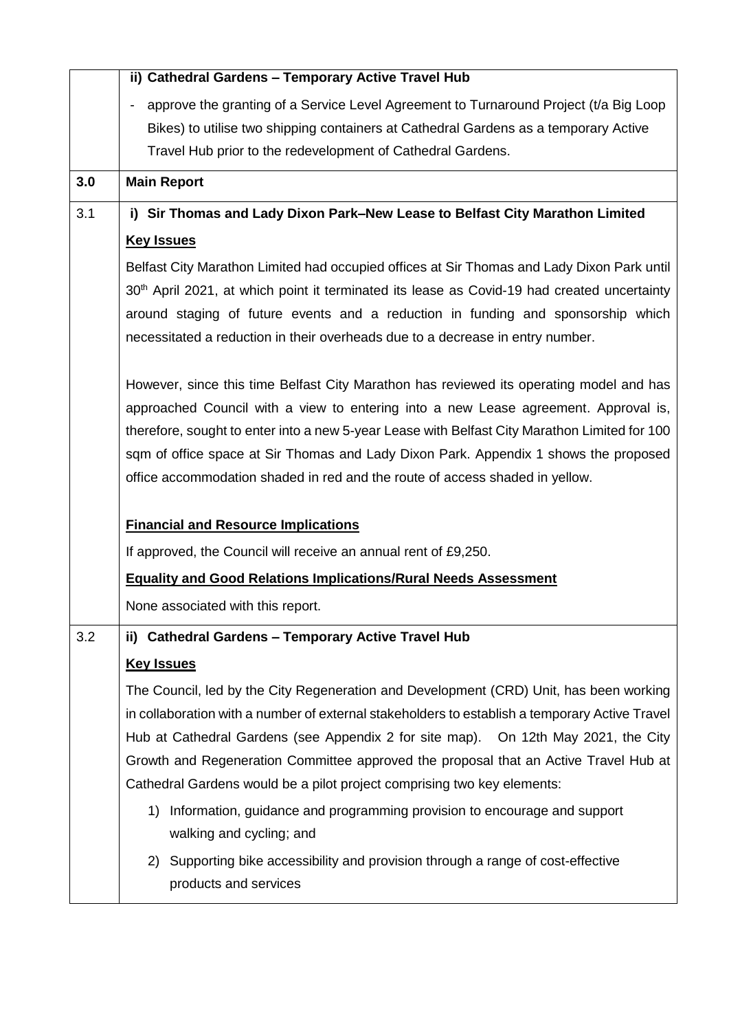|  |  |
|---|---|
|  | **ii) Cathedral Gardens – Temporary Active Travel Hub**<br><br>- approve the granting of a Service Level Agreement to Turnaround Project (t/a Big Loop Bikes) to utilise two shipping containers at Cathedral Gardens as a temporary Active Travel Hub prior to the redevelopment of Cathedral Gardens. |
| **3.0** | **Main Report** |
| 3.1 | **i) Sir Thomas and Lady Dixon Park–New Lease to Belfast City Marathon Limited**<br><br>**Key Issues**<br><br>Belfast City Marathon Limited had occupied offices at Sir Thomas and Lady Dixon Park until 30th April 2021, at which point it terminated its lease as Covid-19 had created uncertainty around staging of future events and a reduction in funding and sponsorship which necessitated a reduction in their overheads due to a decrease in entry number.<br><br>However, since this time Belfast City Marathon has reviewed its operating model and has approached Council with a view to entering into a new Lease agreement. Approval is, therefore, sought to enter into a new 5-year Lease with Belfast City Marathon Limited for 100 sqm of office space at Sir Thomas and Lady Dixon Park. Appendix 1 shows the proposed office accommodation shaded in red and the route of access shaded in yellow.<br><br>**Financial and Resource Implications**<br><br>If approved, the Council will receive an annual rent of £9,250.<br><br>**Equality and Good Relations Implications/Rural Needs Assessment**<br><br>None associated with this report. |
| 3.2 | **ii) Cathedral Gardens – Temporary Active Travel Hub**<br><br>**Key Issues**<br><br>The Council, led by the City Regeneration and Development (CRD) Unit, has been working in collaboration with a number of external stakeholders to establish a temporary Active Travel Hub at Cathedral Gardens (see Appendix 2 for site map). On 12th May 2021, the City Growth and Regeneration Committee approved the proposal that an Active Travel Hub at Cathedral Gardens would be a pilot project comprising two key elements:<br><br>1) Information, guidance and programming provision to encourage and support walking and cycling; and<br><br>2) Supporting bike accessibility and provision through a range of cost-effective products and services |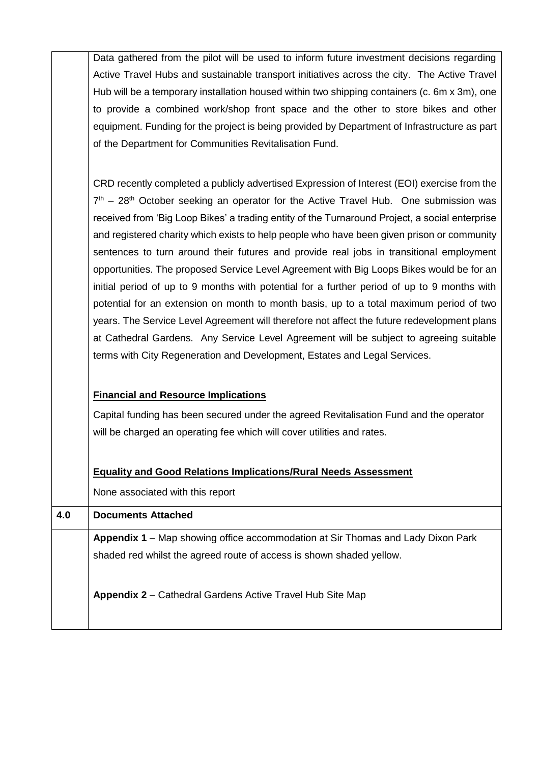Data gathered from the pilot will be used to inform future investment decisions regarding Active Travel Hubs and sustainable transport initiatives across the city. The Active Travel Hub will be a temporary installation housed within two shipping containers (c. 6m x 3m), one to provide a combined work/shop front space and the other to store bikes and other equipment. Funding for the project is being provided by Department of Infrastructure as part of the Department for Communities Revitalisation Fund.

CRD recently completed a publicly advertised Expression of Interest (EOI) exercise from the 7th – 28th October seeking an operator for the Active Travel Hub. One submission was received from 'Big Loop Bikes' a trading entity of the Turnaround Project, a social enterprise and registered charity which exists to help people who have been given prison or community sentences to turn around their futures and provide real jobs in transitional employment opportunities. The proposed Service Level Agreement with Big Loops Bikes would be for an initial period of up to 9 months with potential for a further period of up to 9 months with potential for an extension on month to month basis, up to a total maximum period of two years. The Service Level Agreement will therefore not affect the future redevelopment plans at Cathedral Gardens. Any Service Level Agreement will be subject to agreeing suitable terms with City Regeneration and Development, Estates and Legal Services.

**Financial and Resource Implications**

Capital funding has been secured under the agreed Revitalisation Fund and the operator will be charged an operating fee which will cover utilities and rates.

**Equality and Good Relations Implications/Rural Needs Assessment**

None associated with this report

## 4.0 Documents Attached

**Appendix 1** – Map showing office accommodation at Sir Thomas and Lady Dixon Park shaded red whilst the agreed route of access is shown shaded yellow.

**Appendix 2** – Cathedral Gardens Active Travel Hub Site Map